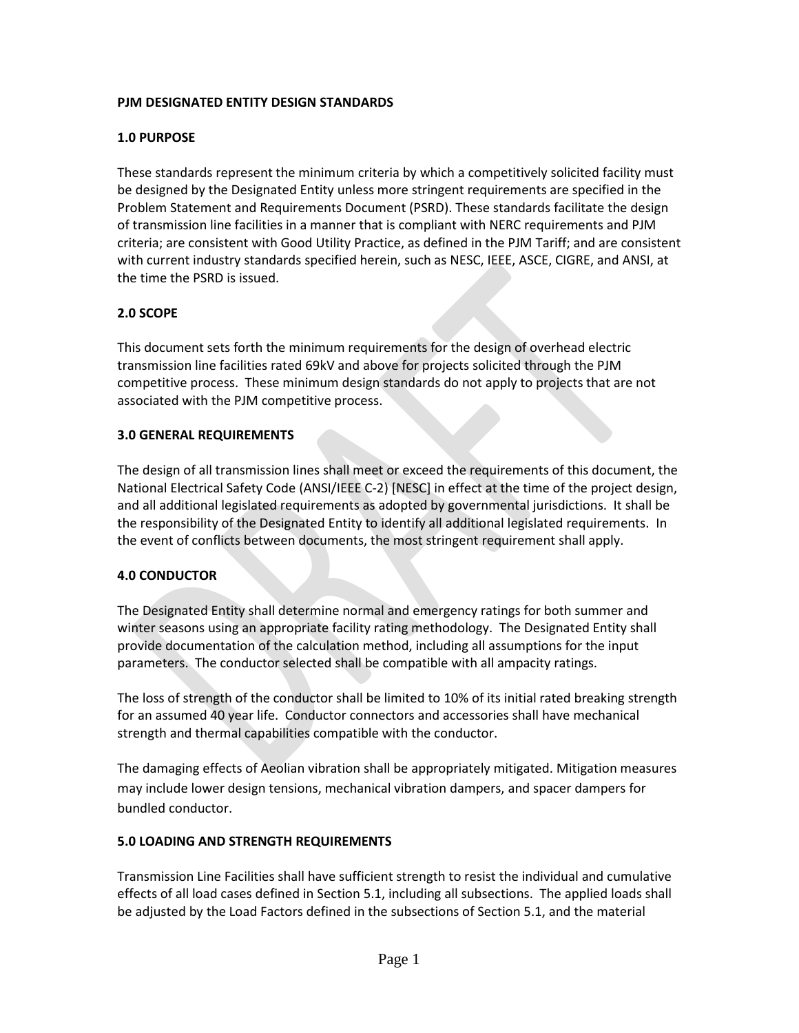# PJM DESIGNATED ENTITY DESIGN STANDARDS

## 1.0 PURPOSE

These standards represent the minimum criteria by which a competitively solicited facility must be designed by the Designated Entity unless more stringent requirements are specified in the Problem Statement and Requirements Document (PSRD). These standards facilitate the design of transmission line facilities in a manner that is compliant with NERC requirements and PJM criteria; are consistent with Good Utility Practice, as defined in the PJM Tariff; and are consistent with current industry standards specified herein, such as NESC, IEEE, ASCE, CIGRE, and ANSI, at the time the PSRD is issued.

## 2.0 SCOPE

This document sets forth the minimum requirements for the design of overhead electric transmission line facilities rated 69kV and above for projects solicited through the PJM competitive process. These minimum design standards do not apply to projects that are not associated with the PJM competitive process.

## 3.0 GENERAL REQUIREMENTS

The design of all transmission lines shall meet or exceed the requirements of this document, the National Electrical Safety Code (ANSI/IEEE C-2) [NESC] in effect at the time of the project design, and all additional legislated requirements as adopted by governmental jurisdictions. It shall be the responsibility of the Designated Entity to identify all additional legislated requirements. In the event of conflicts between documents, the most stringent requirement shall apply.

## 4.0 CONDUCTOR

The Designated Entity shall determine normal and emergency ratings for both summer and winter seasons using an appropriate facility rating methodology. The Designated Entity shall provide documentation of the calculation method, including all assumptions for the input parameters. The conductor selected shall be compatible with all ampacity ratings.

The loss of strength of the conductor shall be limited to 10% of its initial rated breaking strength for an assumed 40 year life. Conductor connectors and accessories shall have mechanical strength and thermal capabilities compatible with the conductor.

The damaging effects of Aeolian vibration shall be appropriately mitigated. Mitigation measures may include lower design tensions, mechanical vibration dampers, and spacer dampers for bundled conductor.

## 5.0 LOADING AND STRENGTH REQUIREMENTS

Transmission Line Facilities shall have sufficient strength to resist the individual and cumulative effects of all load cases defined in Section 5.1, including all subsections. The applied loads shall be adjusted by the Load Factors defined in the subsections of Section 5.1, and the material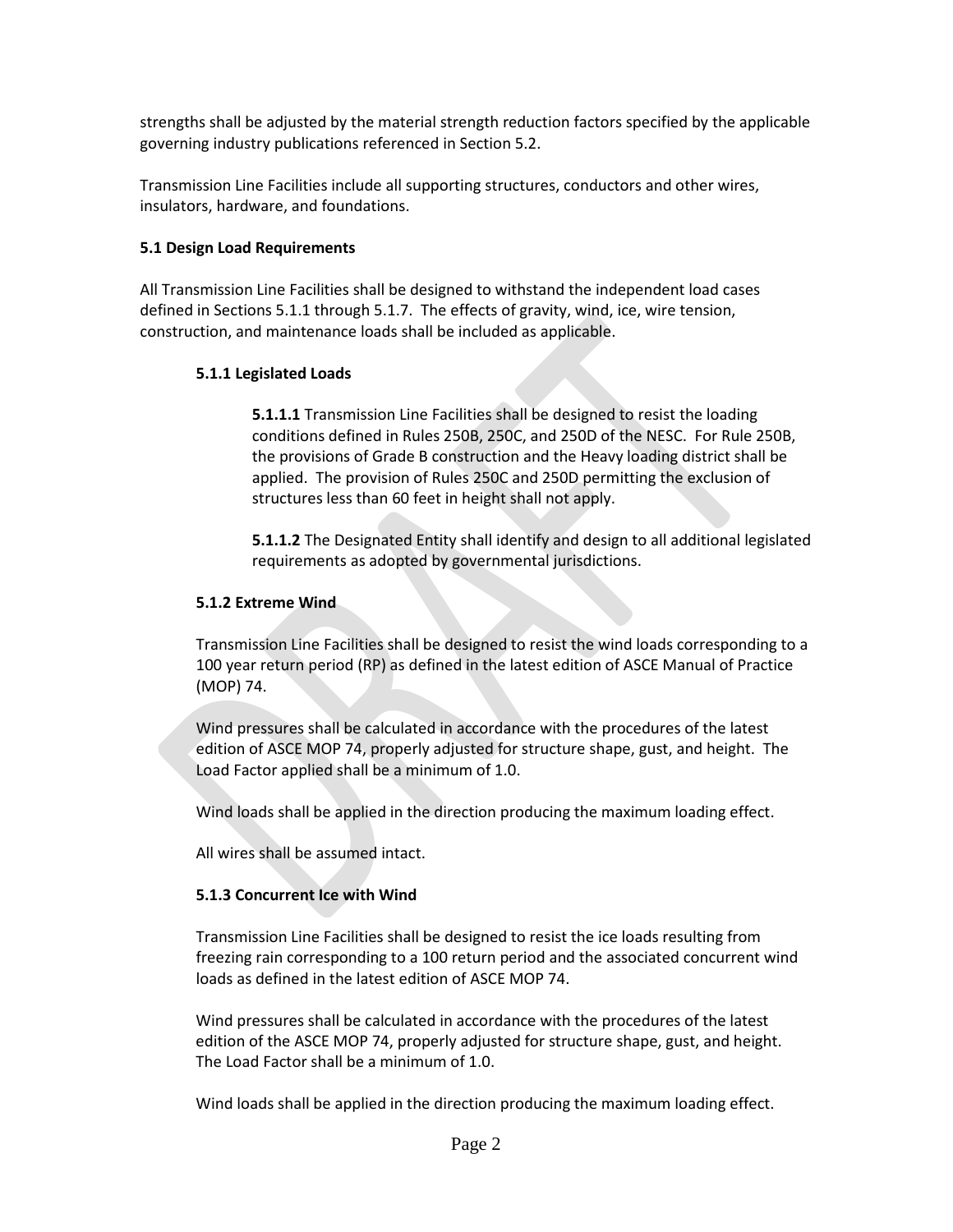strengths shall be adjusted by the material strength reduction factors specified by the applicable governing industry publications referenced in Section 5.2.

Transmission Line Facilities include all supporting structures, conductors and other wires, insulators, hardware, and foundations.

### 5.1 Design Load Requirements

All Transmission Line Facilities shall be designed to withstand the independent load cases defined in Sections 5.1.1 through 5.1.7. The effects of gravity, wind, ice, wire tension, construction, and maintenance loads shall be included as applicable.

#### 5.1.1 Legislated Loads

**5.1.1.1** Transmission Line Facilities shall be designed to resist the loading conditions defined in Rules 250B, 250C, and 250D of the NESC. For Rule 250B, the provisions of Grade B construction and the Heavy loading district shall be applied. The provision of Rules 250C and 250D permitting the exclusion of structures less than 60 feet in height shall not apply.

**5.1.1.2** The Designated Entity shall identify and design to all additional legislated requirements as adopted by governmental jurisdictions.

#### 5.1.2 Extreme Wind

Transmission Line Facilities shall be designed to resist the wind loads corresponding to a 100 year return period (RP) as defined in the latest edition of ASCE Manual of Practice (MOP) 74.

Wind pressures shall be calculated in accordance with the procedures of the latest edition of ASCE MOP 74, properly adjusted for structure shape, gust, and height. The Load Factor applied shall be a minimum of 1.0.

Wind loads shall be applied in the direction producing the maximum loading effect.

All wires shall be assumed intact.

#### 5.1.3 Concurrent Ice with Wind

Transmission Line Facilities shall be designed to resist the ice loads resulting from freezing rain corresponding to a 100 return period and the associated concurrent wind loads as defined in the latest edition of ASCE MOP 74.

Wind pressures shall be calculated in accordance with the procedures of the latest edition of the ASCE MOP 74, properly adjusted for structure shape, gust, and height. The Load Factor shall be a minimum of 1.0.

Wind loads shall be applied in the direction producing the maximum loading effect.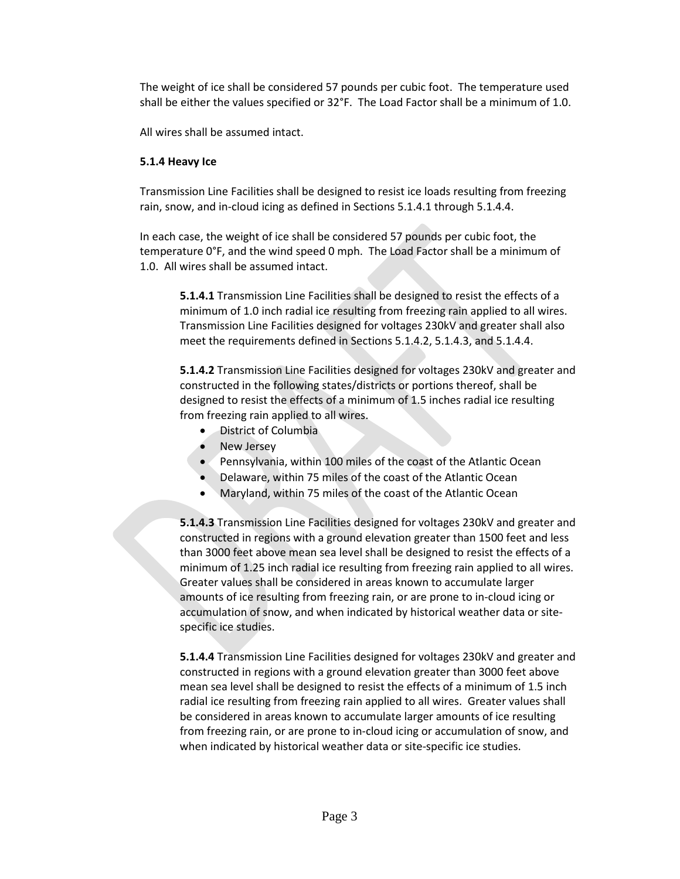The weight of ice shall be considered 57 pounds per cubic foot. The temperature used shall be either the values specified or 32°F. The Load Factor shall be a minimum of 1.0.

All wires shall be assumed intact.

#### 5.1.4 Heavy Ice

Transmission Line Facilities shall be designed to resist ice loads resulting from freezing rain, snow, and in-cloud icing as defined in Sections 5.1.4.1 through 5.1.4.4.

In each case, the weight of ice shall be considered 57 pounds per cubic foot, the temperature 0°F, and the wind speed 0 mph. The Load Factor shall be a minimum of 1.0. All wires shall be assumed intact.

**5.1.4.1** Transmission Line Facilities shall be designed to resist the effects of a minimum of 1.0 inch radial ice resulting from freezing rain applied to all wires. Transmission Line Facilities designed for voltages 230kV and greater shall also meet the requirements defined in Sections 5.1.4.2, 5.1.4.3, and 5.1.4.4.

**5.1.4.2** Transmission Line Facilities designed for voltages 230kV and greater and constructed in the following states/districts or portions thereof, shall be designed to resist the effects of a minimum of 1.5 inches radial ice resulting from freezing rain applied to all wires.

- District of Columbia
- New Jersey
- Pennsylvania, within 100 miles of the coast of the Atlantic Ocean
- Delaware, within 75 miles of the coast of the Atlantic Ocean
- Maryland, within 75 miles of the coast of the Atlantic Ocean

**5.1.4.3** Transmission Line Facilities designed for voltages 230kV and greater and constructed in regions with a ground elevation greater than 1500 feet and less than 3000 feet above mean sea level shall be designed to resist the effects of a minimum of 1.25 inch radial ice resulting from freezing rain applied to all wires. Greater values shall be considered in areas known to accumulate larger amounts of ice resulting from freezing rain, or are prone to in-cloud icing or accumulation of snow, and when indicated by historical weather data or site-specific ice studies.

**5.1.4.4** Transmission Line Facilities designed for voltages 230kV and greater and constructed in regions with a ground elevation greater than 3000 feet above mean sea level shall be designed to resist the effects of a minimum of 1.5 inch radial ice resulting from freezing rain applied to all wires. Greater values shall be considered in areas known to accumulate larger amounts of ice resulting from freezing rain, or are prone to in-cloud icing or accumulation of snow, and when indicated by historical weather data or site-specific ice studies.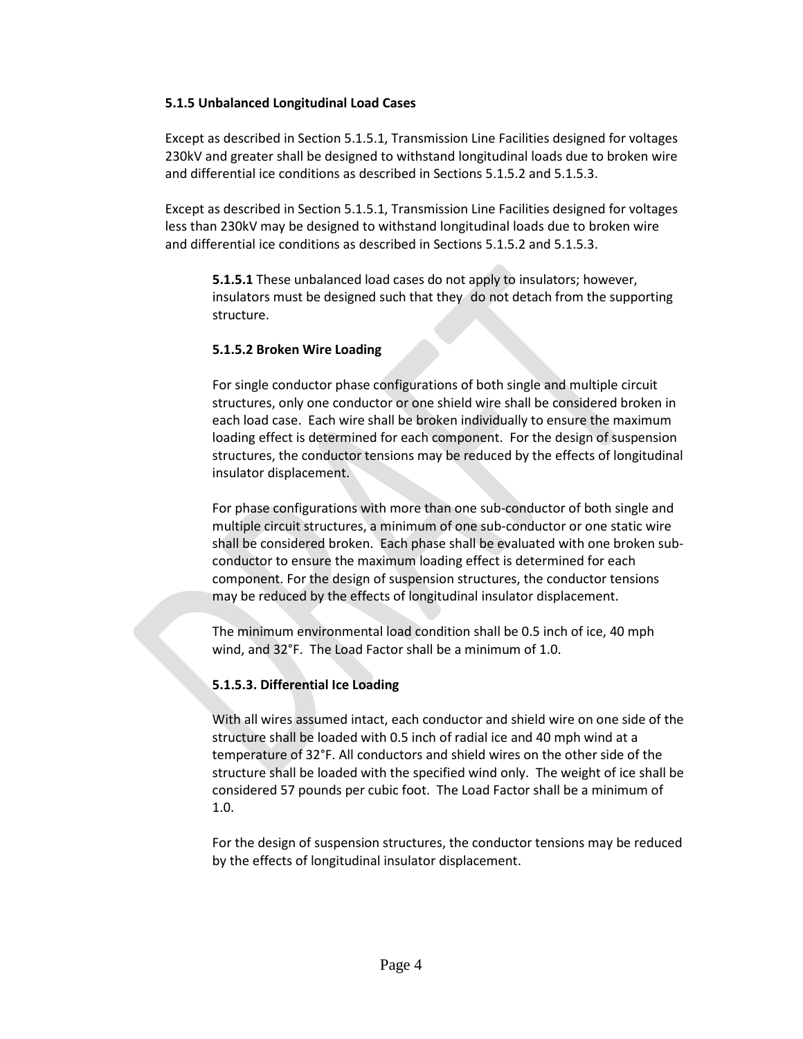**5.1.5 Unbalanced Longitudinal Load Cases**

Except as described in Section 5.1.5.1, Transmission Line Facilities designed for voltages 230kV and greater shall be designed to withstand longitudinal loads due to broken wire and differential ice conditions as described in Sections 5.1.5.2 and 5.1.5.3.

Except as described in Section 5.1.5.1, Transmission Line Facilities designed for voltages less than 230kV may be designed to withstand longitudinal loads due to broken wire and differential ice conditions as described in Sections 5.1.5.2 and 5.1.5.3.

**5.1.5.1** These unbalanced load cases do not apply to insulators; however, insulators must be designed such that they do not detach from the supporting structure.

**5.1.5.2 Broken Wire Loading**

For single conductor phase configurations of both single and multiple circuit structures, only one conductor or one shield wire shall be considered broken in each load case. Each wire shall be broken individually to ensure the maximum loading effect is determined for each component. For the design of suspension structures, the conductor tensions may be reduced by the effects of longitudinal insulator displacement.

For phase configurations with more than one sub-conductor of both single and multiple circuit structures, a minimum of one sub-conductor or one static wire shall be considered broken. Each phase shall be evaluated with one broken sub-conductor to ensure the maximum loading effect is determined for each component. For the design of suspension structures, the conductor tensions may be reduced by the effects of longitudinal insulator displacement.

The minimum environmental load condition shall be 0.5 inch of ice, 40 mph wind, and 32°F. The Load Factor shall be a minimum of 1.0.

**5.1.5.3. Differential Ice Loading**

With all wires assumed intact, each conductor and shield wire on one side of the structure shall be loaded with 0.5 inch of radial ice and 40 mph wind at a temperature of 32°F. All conductors and shield wires on the other side of the structure shall be loaded with the specified wind only. The weight of ice shall be considered 57 pounds per cubic foot. The Load Factor shall be a minimum of 1.0.

For the design of suspension structures, the conductor tensions may be reduced by the effects of longitudinal insulator displacement.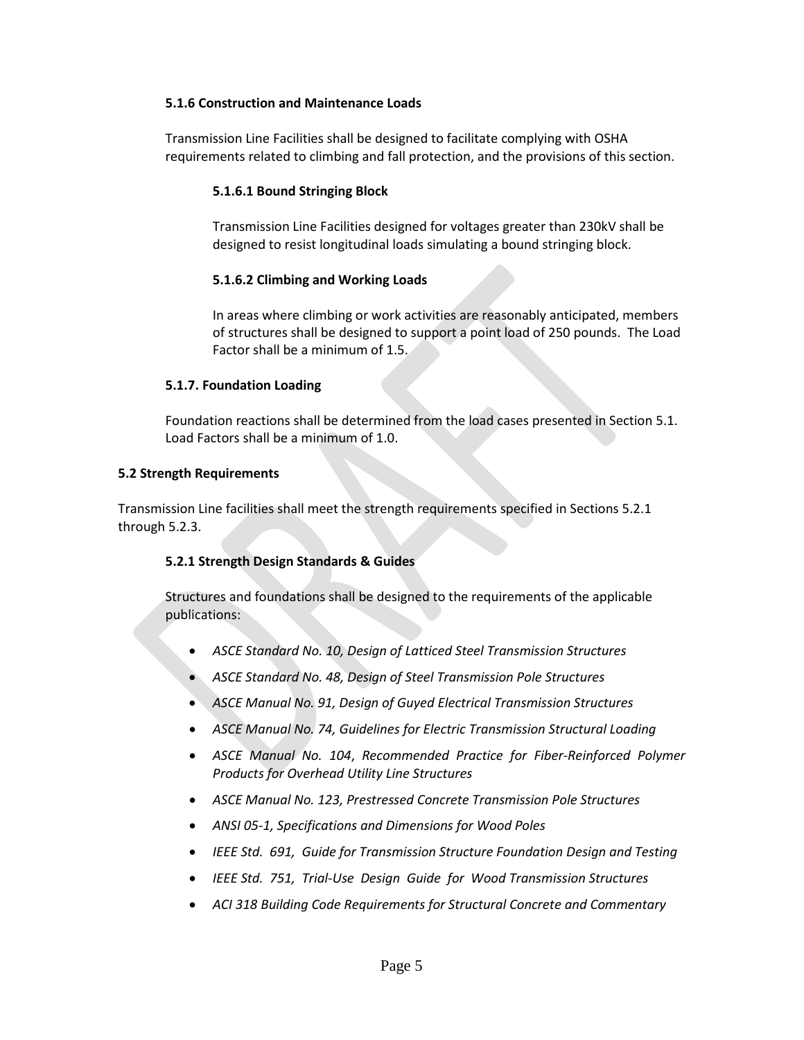#### 5.1.6 Construction and Maintenance Loads

Transmission Line Facilities shall be designed to facilitate complying with OSHA requirements related to climbing and fall protection, and the provisions of this section.

##### 5.1.6.1 Bound Stringing Block

Transmission Line Facilities designed for voltages greater than 230kV shall be designed to resist longitudinal loads simulating a bound stringing block.

##### 5.1.6.2 Climbing and Working Loads

In areas where climbing or work activities are reasonably anticipated, members of structures shall be designed to support a point load of 250 pounds. The Load Factor shall be a minimum of 1.5.

#### 5.1.7. Foundation Loading

Foundation reactions shall be determined from the load cases presented in Section 5.1. Load Factors shall be a minimum of 1.0.

### 5.2 Strength Requirements

Transmission Line facilities shall meet the strength requirements specified in Sections 5.2.1 through 5.2.3.

#### 5.2.1 Strength Design Standards & Guides

Structures and foundations shall be designed to the requirements of the applicable publications:

- *ASCE Standard No. 10, Design of Latticed Steel Transmission Structures*
- *ASCE Standard No. 48, Design of Steel Transmission Pole Structures*
- *ASCE Manual No. 91, Design of Guyed Electrical Transmission Structures*
- *ASCE Manual No. 74, Guidelines for Electric Transmission Structural Loading*
- *ASCE Manual No. 104, Recommended Practice for Fiber-Reinforced Polymer Products for Overhead Utility Line Structures*
- *ASCE Manual No. 123, Prestressed Concrete Transmission Pole Structures*
- *ANSI 05-1, Specifications and Dimensions for Wood Poles*
- *IEEE Std. 691, Guide for Transmission Structure Foundation Design and Testing*
- *IEEE Std. 751, Trial-Use Design Guide for Wood Transmission Structures*
- *ACI 318 Building Code Requirements for Structural Concrete and Commentary*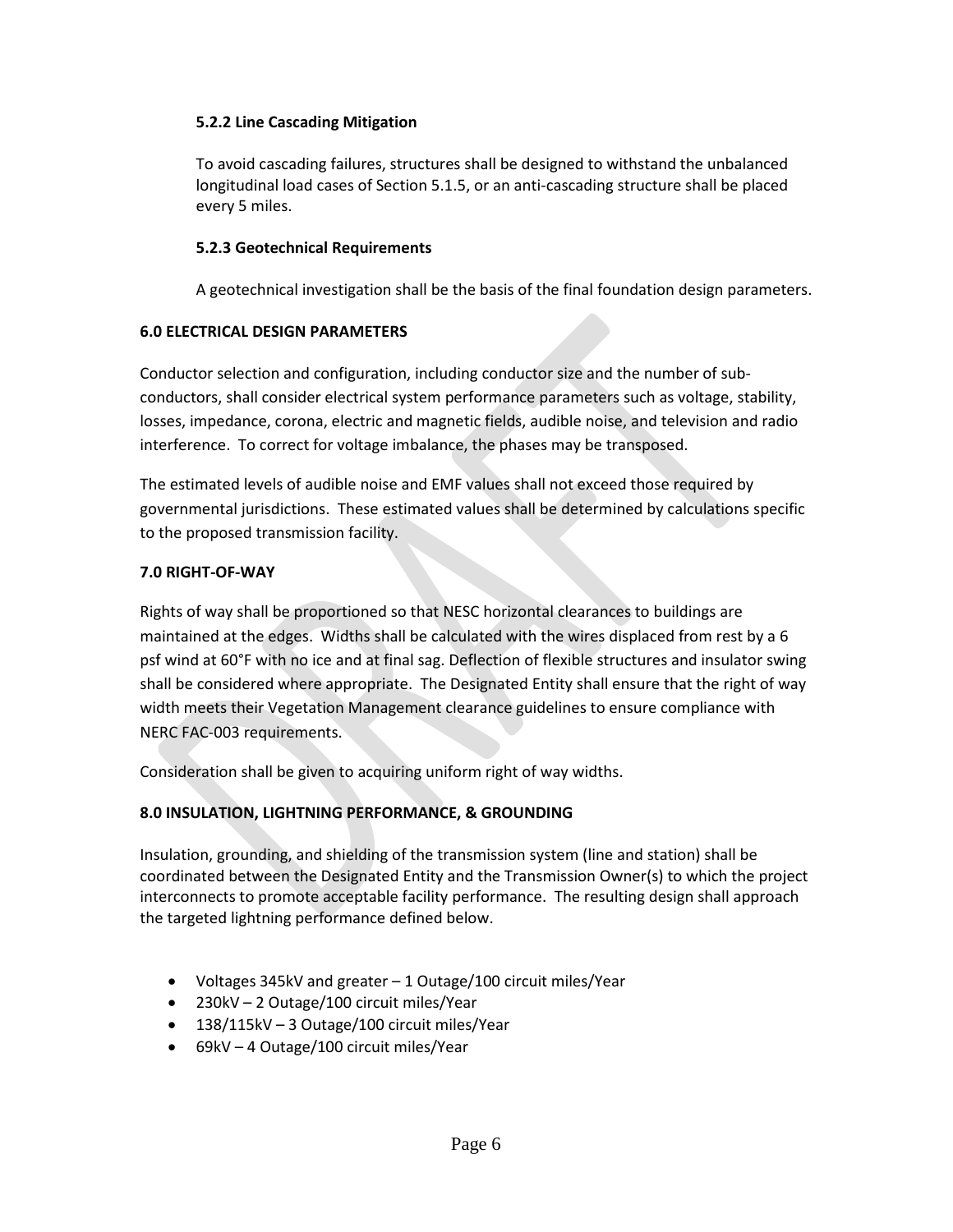#### 5.2.2 Line Cascading Mitigation

To avoid cascading failures, structures shall be designed to withstand the unbalanced longitudinal load cases of Section 5.1.5, or an anti-cascading structure shall be placed every 5 miles.

#### 5.2.3 Geotechnical Requirements

A geotechnical investigation shall be the basis of the final foundation design parameters.

## 6.0 ELECTRICAL DESIGN PARAMETERS

Conductor selection and configuration, including conductor size and the number of sub-conductors, shall consider electrical system performance parameters such as voltage, stability, losses, impedance, corona, electric and magnetic fields, audible noise, and television and radio interference. To correct for voltage imbalance, the phases may be transposed.

The estimated levels of audible noise and EMF values shall not exceed those required by governmental jurisdictions. These estimated values shall be determined by calculations specific to the proposed transmission facility.

## 7.0 RIGHT-OF-WAY

Rights of way shall be proportioned so that NESC horizontal clearances to buildings are maintained at the edges. Widths shall be calculated with the wires displaced from rest by a 6 psf wind at 60°F with no ice and at final sag. Deflection of flexible structures and insulator swing shall be considered where appropriate. The Designated Entity shall ensure that the right of way width meets their Vegetation Management clearance guidelines to ensure compliance with NERC FAC-003 requirements.

Consideration shall be given to acquiring uniform right of way widths.

## 8.0 INSULATION, LIGHTNING PERFORMANCE, & GROUNDING

Insulation, grounding, and shielding of the transmission system (line and station) shall be coordinated between the Designated Entity and the Transmission Owner(s) to which the project interconnects to promote acceptable facility performance. The resulting design shall approach the targeted lightning performance defined below.

- Voltages 345kV and greater – 1 Outage/100 circuit miles/Year
- 230kV – 2 Outage/100 circuit miles/Year
- 138/115kV – 3 Outage/100 circuit miles/Year
- 69kV – 4 Outage/100 circuit miles/Year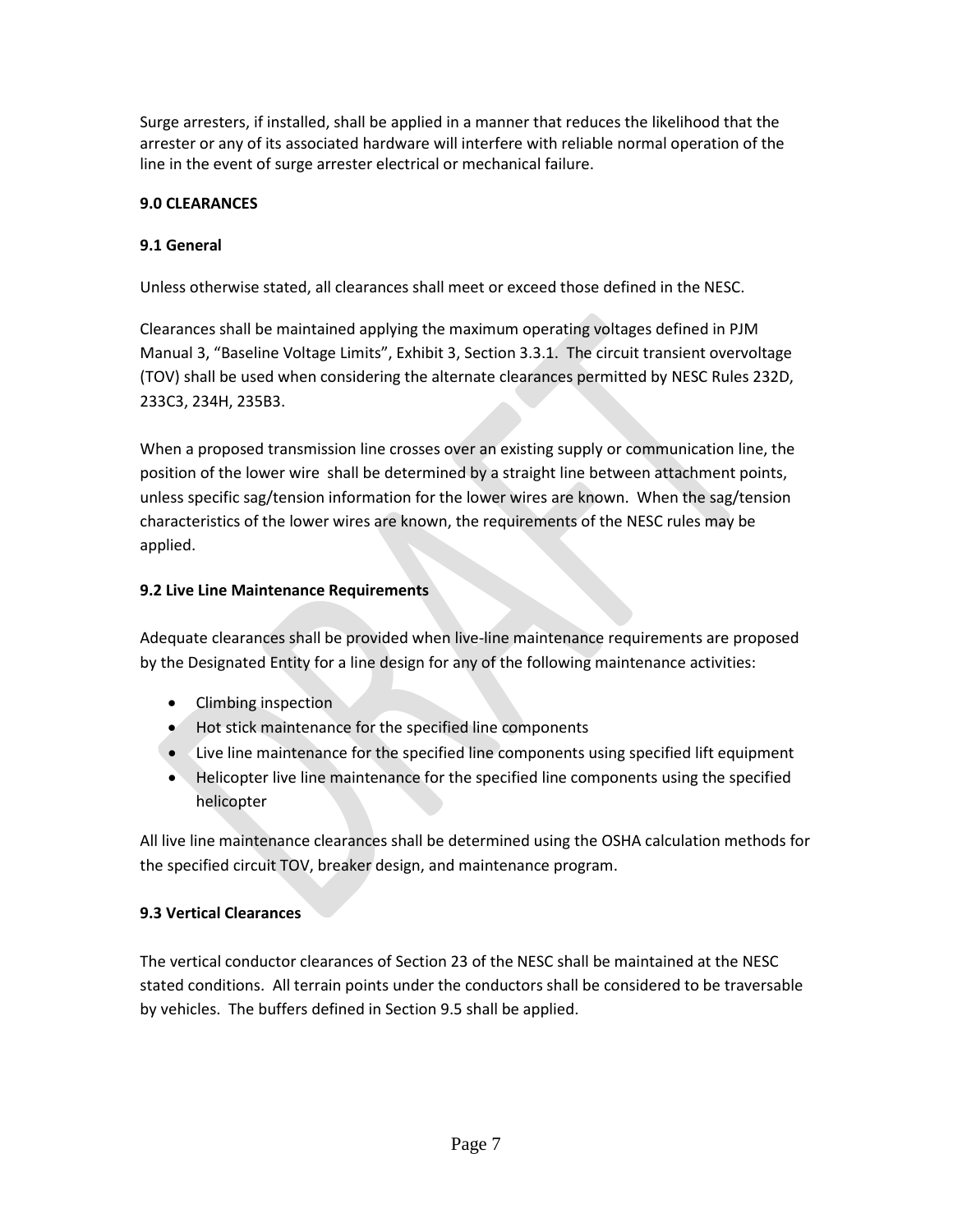Surge arresters, if installed, shall be applied in a manner that reduces the likelihood that the arrester or any of its associated hardware will interfere with reliable normal operation of the line in the event of surge arrester electrical or mechanical failure.

## 9.0 CLEARANCES

### 9.1 General

Unless otherwise stated, all clearances shall meet or exceed those defined in the NESC.

Clearances shall be maintained applying the maximum operating voltages defined in PJM Manual 3, "Baseline Voltage Limits", Exhibit 3, Section 3.3.1. The circuit transient overvoltage (TOV) shall be used when considering the alternate clearances permitted by NESC Rules 232D, 233C3, 234H, 235B3.

When a proposed transmission line crosses over an existing supply or communication line, the position of the lower wire shall be determined by a straight line between attachment points, unless specific sag/tension information for the lower wires are known. When the sag/tension characteristics of the lower wires are known, the requirements of the NESC rules may be applied.

### 9.2 Live Line Maintenance Requirements

Adequate clearances shall be provided when live-line maintenance requirements are proposed by the Designated Entity for a line design for any of the following maintenance activities:

- Climbing inspection
- Hot stick maintenance for the specified line components
- Live line maintenance for the specified line components using specified lift equipment
- Helicopter live line maintenance for the specified line components using the specified helicopter

All live line maintenance clearances shall be determined using the OSHA calculation methods for the specified circuit TOV, breaker design, and maintenance program.

### 9.3 Vertical Clearances

The vertical conductor clearances of Section 23 of the NESC shall be maintained at the NESC stated conditions. All terrain points under the conductors shall be considered to be traversable by vehicles. The buffers defined in Section 9.5 shall be applied.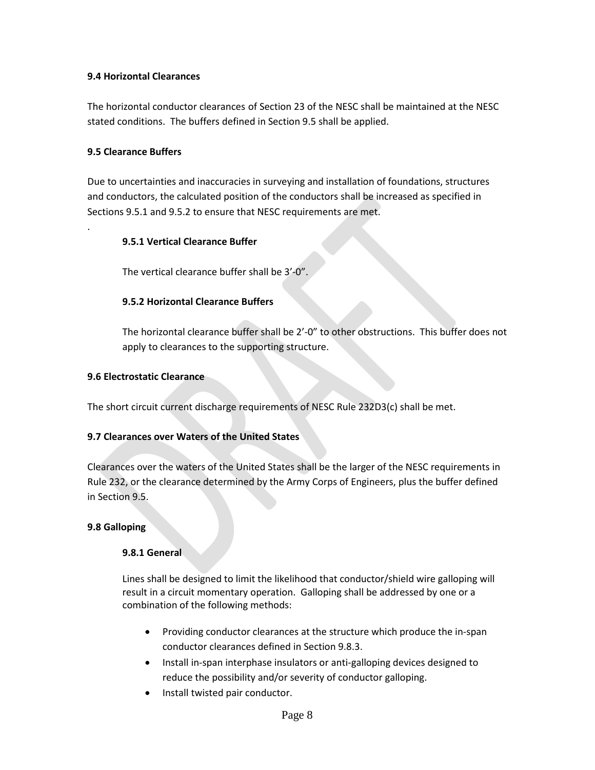### 9.4 Horizontal Clearances

The horizontal conductor clearances of Section 23 of the NESC shall be maintained at the NESC stated conditions. The buffers defined in Section 9.5 shall be applied.

### 9.5 Clearance Buffers

Due to uncertainties and inaccuracies in surveying and installation of foundations, structures and conductors, the calculated position of the conductors shall be increased as specified in Sections 9.5.1 and 9.5.2 to ensure that NESC requirements are met.

.

#### 9.5.1 Vertical Clearance Buffer

The vertical clearance buffer shall be 3'-0".

#### 9.5.2 Horizontal Clearance Buffers

The horizontal clearance buffer shall be 2'-0" to other obstructions. This buffer does not apply to clearances to the supporting structure.

### 9.6 Electrostatic Clearance

The short circuit current discharge requirements of NESC Rule 232D3(c) shall be met.

### 9.7 Clearances over Waters of the United States

Clearances over the waters of the United States shall be the larger of the NESC requirements in Rule 232, or the clearance determined by the Army Corps of Engineers, plus the buffer defined in Section 9.5.

### 9.8 Galloping

#### 9.8.1 General

Lines shall be designed to limit the likelihood that conductor/shield wire galloping will result in a circuit momentary operation. Galloping shall be addressed by one or a combination of the following methods:

- Providing conductor clearances at the structure which produce the in-span conductor clearances defined in Section 9.8.3.
- Install in-span interphase insulators or anti-galloping devices designed to reduce the possibility and/or severity of conductor galloping.
- Install twisted pair conductor.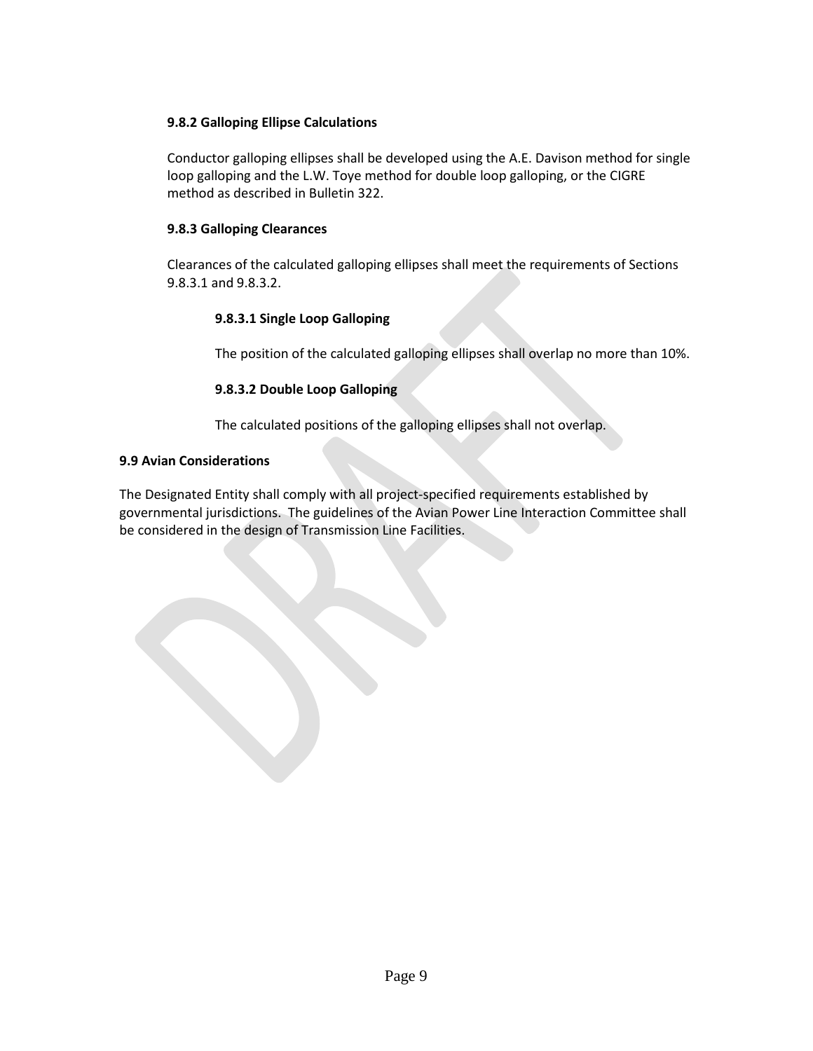### 9.8.2 Galloping Ellipse Calculations

Conductor galloping ellipses shall be developed using the A.E. Davison method for single loop galloping and the L.W. Toye method for double loop galloping, or the CIGRE method as described in Bulletin 322.

### 9.8.3 Galloping Clearances

Clearances of the calculated galloping ellipses shall meet the requirements of Sections 9.8.3.1 and 9.8.3.2.

#### 9.8.3.1 Single Loop Galloping

The position of the calculated galloping ellipses shall overlap no more than 10%.

#### 9.8.3.2 Double Loop Galloping

The calculated positions of the galloping ellipses shall not overlap.

## 9.9 Avian Considerations

The Designated Entity shall comply with all project-specified requirements established by governmental jurisdictions. The guidelines of the Avian Power Line Interaction Committee shall be considered in the design of Transmission Line Facilities.